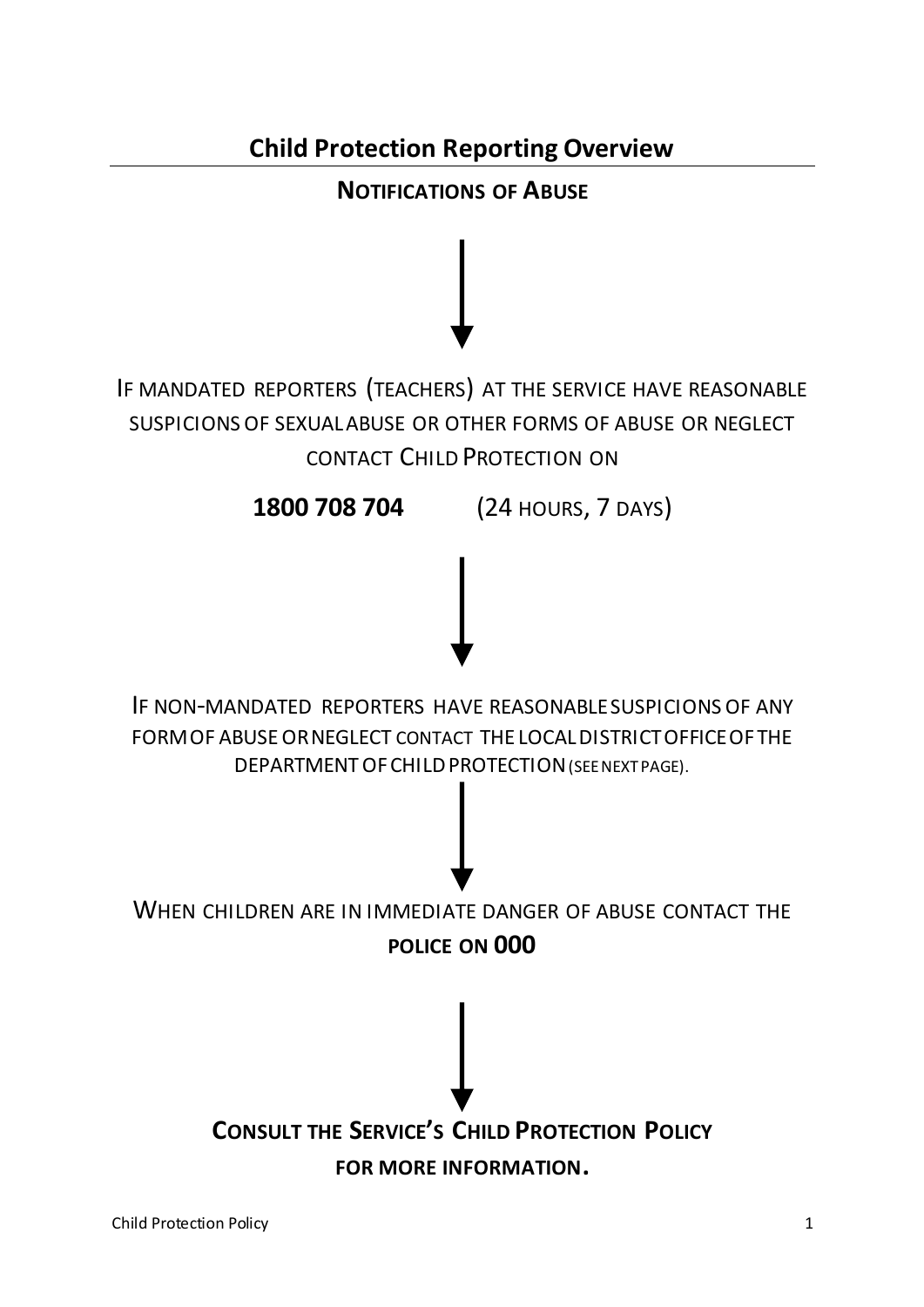# Child Protection Reporting Overview

## Notifications of Abuse

↓

If mandated reporters (teachers) at the service have reasonable suspicions of sexual abuse or other forms of abuse or neglect contact Child Protection on

**1800 708 704** (24 hours, 7 days)

↓

If non-mandated reporters have reasonable suspicions of any form of abuse or neglect contact the local district office of the Department of Child Protection (see next page).

↓

When children are in immediate danger of abuse contact the **police on 000**

↓

**Consult the Service's Child Protection Policy for more information.**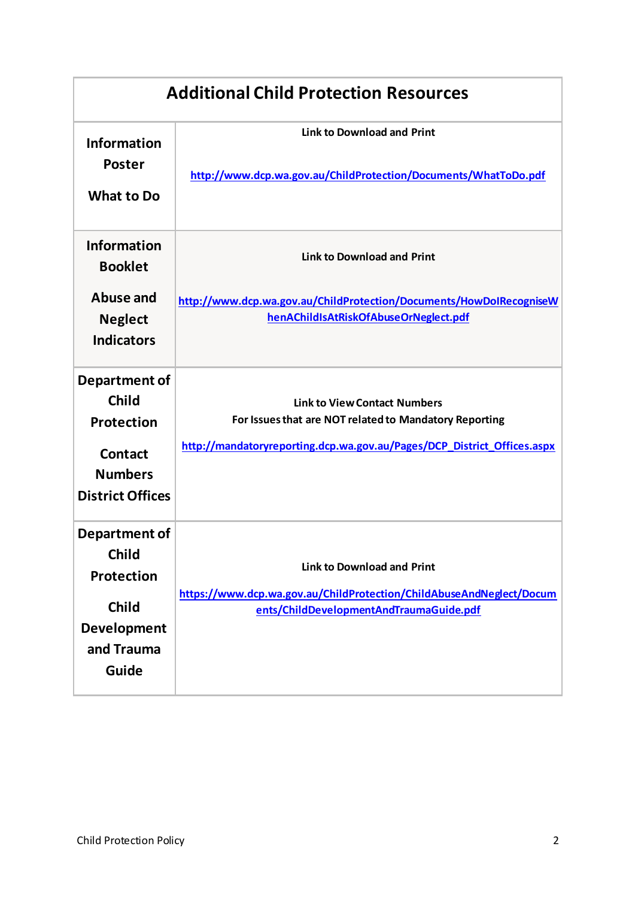| Additional Child Protection Resources | |
|---|---|
| **Information Poster**<br><br>**What to Do** | **Link to Download and Print**<br><br>[http://www.dcp.wa.gov.au/ChildProtection/Documents/WhatToDo.pdf](http://www.dcp.wa.gov.au/ChildProtection/Documents/WhatToDo.pdf) |
| **Information Booklet**<br><br>**Abuse and Neglect Indicators** | **Link to Download and Print**<br><br>[http://www.dcp.wa.gov.au/ChildProtection/Documents/HowDoIRecogniseWhenAChildIsAtRiskOfAbuseOrNeglect.pdf](http://www.dcp.wa.gov.au/ChildProtection/Documents/HowDoIRecogniseWhenAChildIsAtRiskOfAbuseOrNeglect.pdf) |
| **Department of Child Protection**<br><br>**Contact Numbers District Offices** | **Link to View Contact Numbers**<br>**For Issues that are NOT related to Mandatory Reporting**<br><br>[http://mandatoryreporting.dcp.wa.gov.au/Pages/DCP_District_Offices.aspx](http://mandatoryreporting.dcp.wa.gov.au/Pages/DCP_District_Offices.aspx) |
| **Department of Child Protection**<br><br>**Child Development and Trauma Guide** | **Link to Download and Print**<br><br>[https://www.dcp.wa.gov.au/ChildProtection/ChildAbuseAndNeglect/Documents/ChildDevelopmentAndTraumaGuide.pdf](https://www.dcp.wa.gov.au/ChildProtection/ChildAbuseAndNeglect/Documents/ChildDevelopmentAndTraumaGuide.pdf) |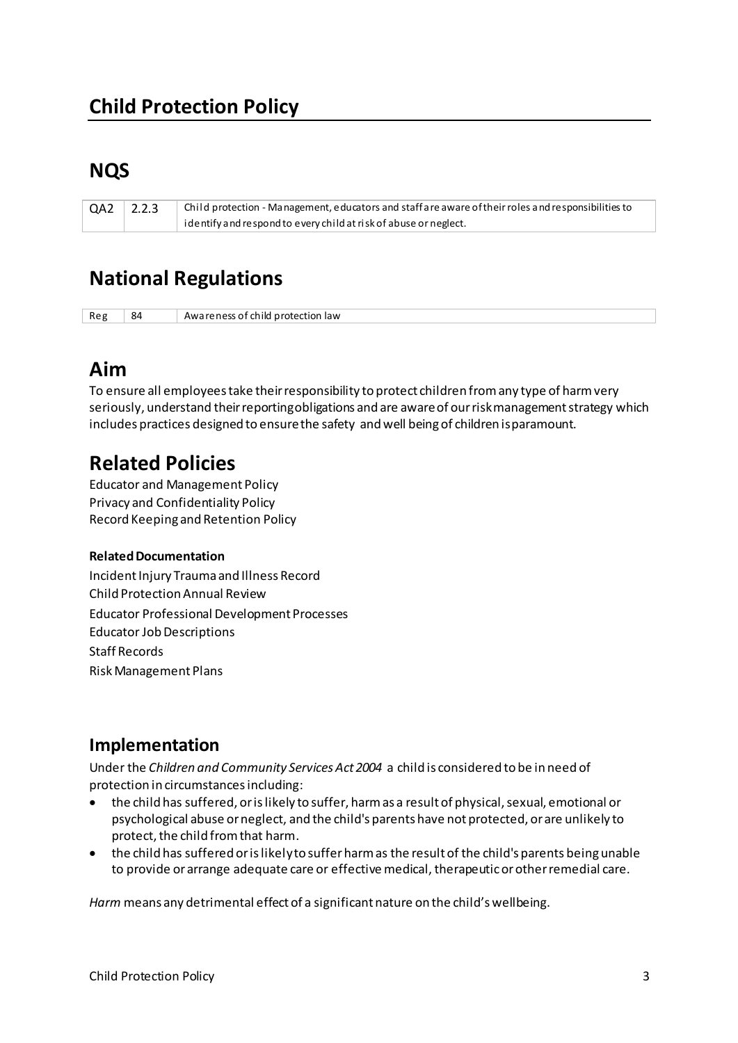# Child Protection Policy

## NQS

| QA2 | 2.2.3 | Child protection - Management, educators and staff are aware of their roles and responsibilities to identify and respond to every child at risk of abuse or neglect. |
|---|---|---|

## National Regulations

| Reg | 84 | Awareness of child protection law |
|---|---|---|

## Aim

To ensure all employees take their responsibility to protect children from any type of harm very seriously, understand their reporting obligations and are aware of our risk management strategy which includes practices designed to ensure the safety and well being of children is paramount.

## Related Policies

Educator and Management Policy
Privacy and Confidentiality Policy
Record Keeping and Retention Policy

**Related Documentation**

Incident Injury Trauma and Illness Record
Child Protection Annual Review
Educator Professional Development Processes
Educator Job Descriptions
Staff Records
Risk Management Plans

### Implementation

Under the *Children and Community Services Act 2004* a child is considered to be in need of protection in circumstances including:

- the child has suffered, or is likely to suffer, harm as a result of physical, sexual, emotional or psychological abuse or neglect, and the child's parents have not protected, or are unlikely to protect, the child from that harm.
- the child has suffered or is likely to suffer harm as the result of the child's parents being unable to provide or arrange adequate care or effective medical, therapeutic or other remedial care.

*Harm* means any detrimental effect of a significant nature on the child's wellbeing.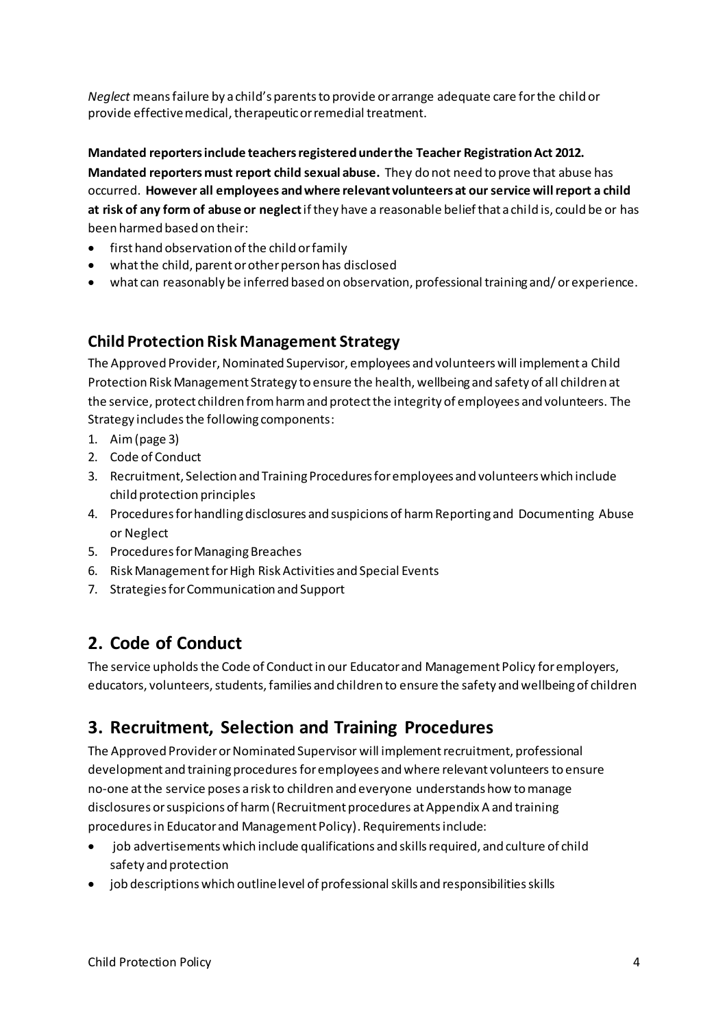*Neglect* means failure by a child's parents to provide or arrange adequate care for the child or provide effective medical, therapeutic or remedial treatment.

**Mandated reporters include teachers registered under the Teacher Registration Act 2012.**

**Mandated reporters must report child sexual abuse.** They do not need to prove that abuse has occurred. **However all employees and where relevant volunteers at our service will report a child at risk of any form of abuse or neglect** if they have a reasonable belief that a child is, could be or has been harmed based on their:

- first hand observation of the child or family
- what the child, parent or other person has disclosed
- what can reasonably be inferred based on observation, professional training and/ or experience.

### Child Protection Risk Management Strategy

The Approved Provider, Nominated Supervisor, employees and volunteers will implement a Child Protection Risk Management Strategy to ensure the health, wellbeing and safety of all children at the service, protect children from harm and protect the integrity of employees and volunteers. The Strategy includes the following components:

1. Aim (page 3)
2. Code of Conduct
3. Recruitment, Selection and Training Procedures for employees and volunteers which include child protection principles
4. Procedures for handling disclosures and suspicions of harm Reporting and Documenting Abuse or Neglect
5. Procedures for Managing Breaches
6. Risk Management for High Risk Activities and Special Events
7. Strategies for Communication and Support

## 2. Code of Conduct

The service upholds the Code of Conduct in our Educator and Management Policy for employers, educators, volunteers, students, families and children to ensure the safety and wellbeing of children

## 3. Recruitment, Selection and Training Procedures

The Approved Provider or Nominated Supervisor will implement recruitment, professional development and training procedures for employees and where relevant volunteers to ensure no-one at the service poses a risk to children and everyone understands how to manage disclosures or suspicions of harm (Recruitment procedures at Appendix A and training procedures in Educator and Management Policy). Requirements include:

- job advertisements which include qualifications and skills required, and culture of child safety and protection
- job descriptions which outline level of professional skills and responsibilities skills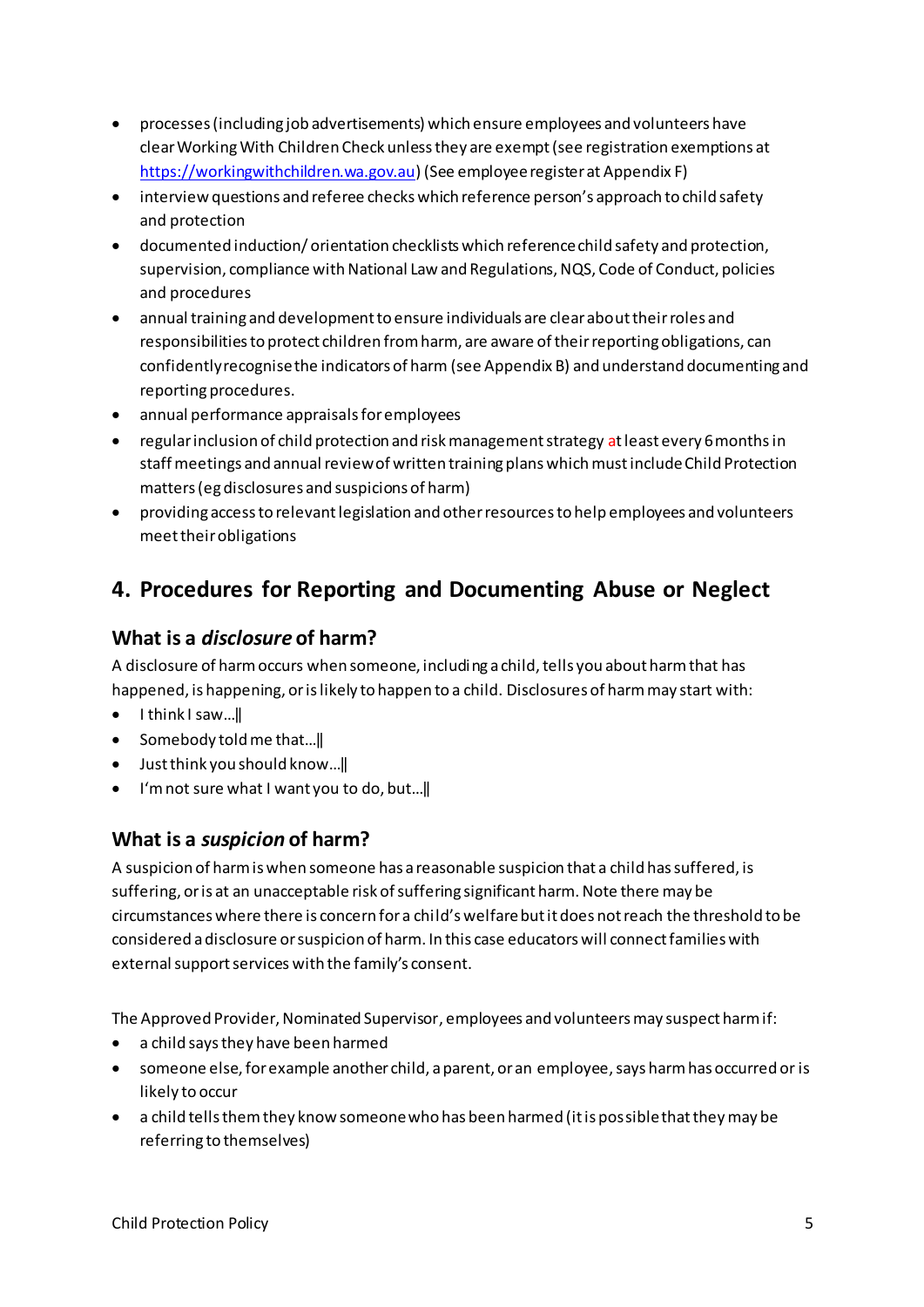- processes (including job advertisements) which ensure employees and volunteers have clear Working With Children Check unless they are exempt (see registration exemptions at https://workingwithchildren.wa.gov.au) (See employee register at Appendix F)
- interview questions and referee checks which reference person's approach to child safety and protection
- documented induction/ orientation checklists which reference child safety and protection, supervision, compliance with National Law and Regulations, NQS, Code of Conduct, policies and procedures
- annual training and development to ensure individuals are clear about their roles and responsibilities to protect children from harm, are aware of their reporting obligations, can confidently recognise the indicators of harm (see Appendix B) and understand documenting and reporting procedures.
- annual performance appraisals for employees
- regular inclusion of child protection and risk management strategy at least every 6 months in staff meetings and annual review of written training plans which must include Child Protection matters (eg disclosures and suspicions of harm)
- providing access to relevant legislation and other resources to help employees and volunteers meet their obligations

## 4. Procedures for Reporting and Documenting Abuse or Neglect

### What is a *disclosure* of harm?

A disclosure of harm occurs when someone, including a child, tells you about harm that has happened, is happening, or is likely to happen to a child. Disclosures of harm may start with:

- I think I saw…‖
- Somebody told me that…‖
- Just think you should know…‖
- I'm not sure what I want you to do, but…‖

### What is a *suspicion* of harm?

A suspicion of harm is when someone has a reasonable suspicion that a child has suffered, is suffering, or is at an unacceptable risk of suffering significant harm. Note there may be circumstances where there is concern for a child's welfare but it does not reach the threshold to be considered a disclosure or suspicion of harm. In this case educators will connect families with external support services with the family's consent.

The Approved Provider, Nominated Supervisor, employees and volunteers may suspect harm if:

- a child says they have been harmed
- someone else, for example another child, a parent, or an employee, says harm has occurred or is likely to occur
- a child tells them they know someone who has been harmed (it is possible that they may be referring to themselves)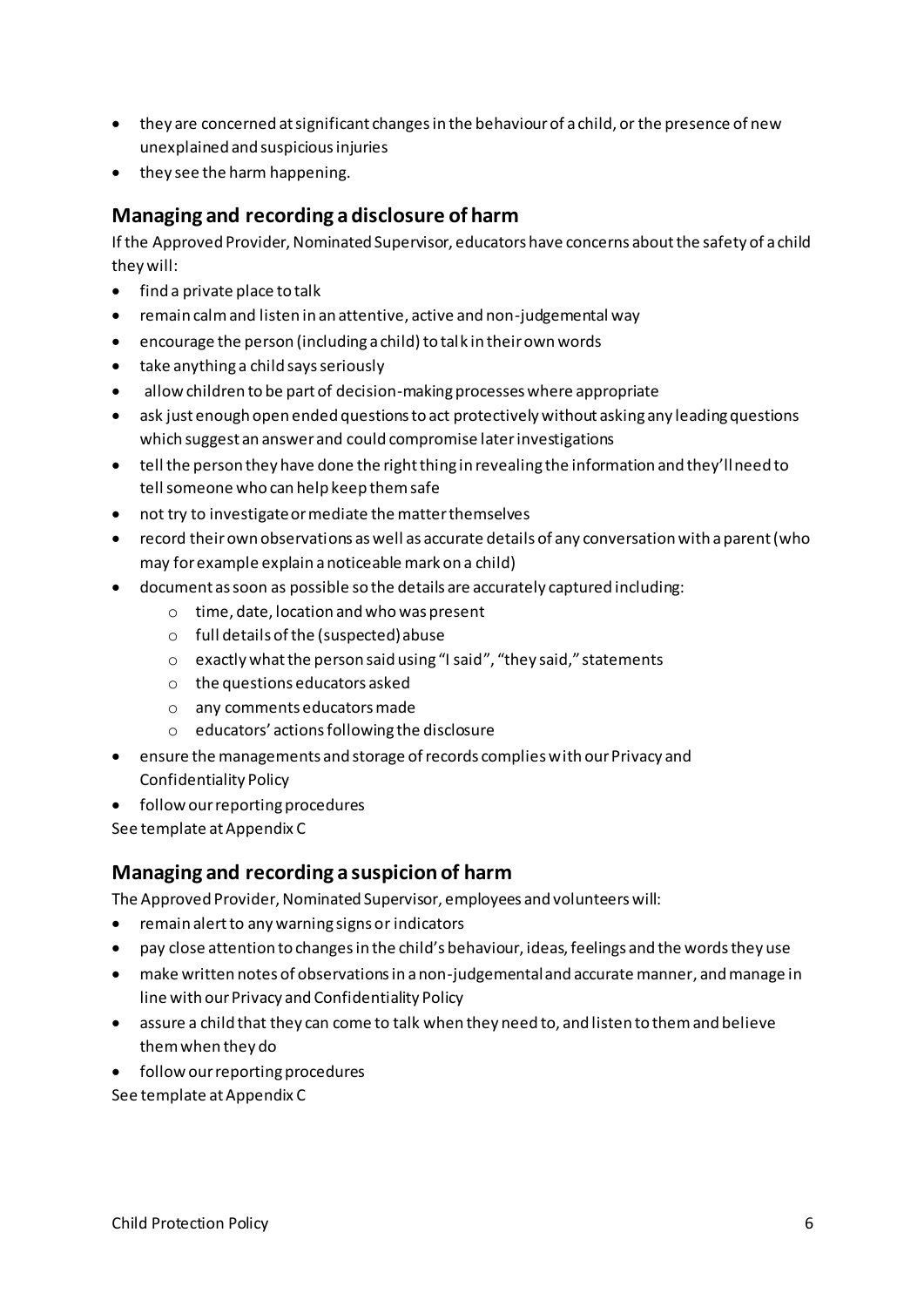- they are concerned at significant changes in the behaviour of a child, or the presence of new unexplained and suspicious injuries
- they see the harm happening.

## Managing and recording a disclosure of harm

If the Approved Provider, Nominated Supervisor, educators have concerns about the safety of a child they will:

- find a private place to talk
- remain calm and listen in an attentive, active and non-judgemental way
- encourage the person (including a child) to talk in their own words
- take anything a child says seriously
- allow children to be part of decision-making processes where appropriate
- ask just enough open ended questions to act protectively without asking any leading questions which suggest an answer and could compromise later investigations
- tell the person they have done the right thing in revealing the information and they'll need to tell someone who can help keep them safe
- not try to investigate or mediate the matter themselves
- record their own observations as well as accurate details of any conversation with a parent (who may for example explain a noticeable mark on a child)
- document as soon as possible so the details are accurately captured including:
  - time, date, location and who was present
  - full details of the (suspected) abuse
  - exactly what the person said using "I said", "they said," statements
  - the questions educators asked
  - any comments educators made
  - educators' actions following the disclosure
- ensure the managements and storage of records complies with our Privacy and Confidentiality Policy
- follow our reporting procedures

See template at Appendix C

## Managing and recording a suspicion of harm

The Approved Provider, Nominated Supervisor, employees and volunteers will:

- remain alert to any warning signs or indicators
- pay close attention to changes in the child's behaviour, ideas, feelings and the words they use
- make written notes of observations in a non-judgemental and accurate manner, and manage in line with our Privacy and Confidentiality Policy
- assure a child that they can come to talk when they need to, and listen to them and believe them when they do
- follow our reporting procedures

See template at Appendix C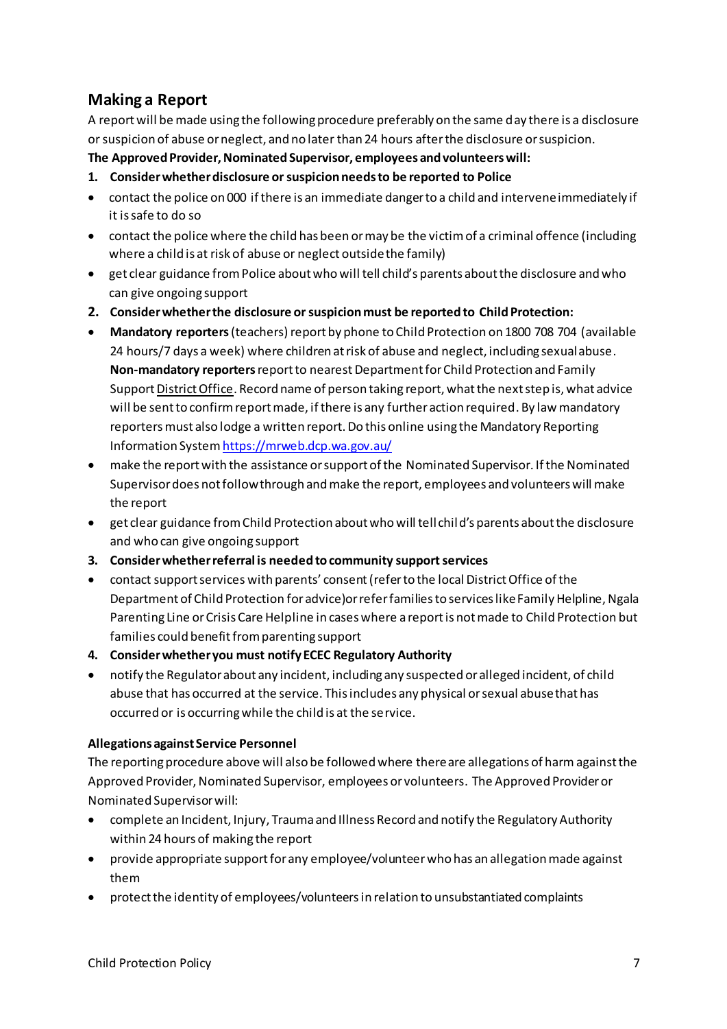## Making a Report

A report will be made using the following procedure preferably on the same day there is a disclosure or suspicion of abuse or neglect, and no later than 24 hours after the disclosure or suspicion.

**The Approved Provider, Nominated Supervisor, employees and volunteers will:**

**1. Consider whether disclosure or suspicion needs to be reported to Police**

- contact the police on 000 if there is an immediate danger to a child and intervene immediately if it is safe to do so
- contact the police where the child has been or may be the victim of a criminal offence (including where a child is at risk of abuse or neglect outside the family)
- get clear guidance from Police about who will tell child's parents about the disclosure and who can give ongoing support

**2. Consider whether the disclosure or suspicion must be reported to Child Protection:**

- **Mandatory reporters** (teachers) report by phone to Child Protection on 1800 708 704 (available 24 hours/7 days a week) where children at risk of abuse and neglect, including sexual abuse. **Non-mandatory reporters** report to nearest Department for Child Protection and Family Support District Office. Record name of person taking report, what the next step is, what advice will be sent to confirm report made, if there is any further action required. By law mandatory reporters must also lodge a written report. Do this online using the Mandatory Reporting Information System https://mrweb.dcp.wa.gov.au/
- make the report with the assistance or support of the Nominated Supervisor. If the Nominated Supervisor does not follow through and make the report, employees and volunteers will make the report
- get clear guidance from Child Protection about who will tell child's parents about the disclosure and who can give ongoing support

**3. Consider whether referral is needed to community support services**

- contact support services with parents' consent (refer to the local District Office of the Department of Child Protection for advice) or refer families to services like Family Helpline, Ngala Parenting Line or Crisis Care Helpline in cases where a report is not made to Child Protection but families could benefit from parenting support

**4. Consider whether you must notify ECEC Regulatory Authority**

- notify the Regulator about any incident, including any suspected or alleged incident, of child abuse that has occurred at the service. This includes any physical or sexual abuse that has occurred or is occurring while the child is at the service.

### Allegations against Service Personnel

The reporting procedure above will also be followed where there are allegations of harm against the Approved Provider, Nominated Supervisor, employees or volunteers. The Approved Provider or Nominated Supervisor will:

- complete an Incident, Injury, Trauma and Illness Record and notify the Regulatory Authority within 24 hours of making the report
- provide appropriate support for any employee/volunteer who has an allegation made against them
- protect the identity of employees/volunteers in relation to unsubstantiated complaints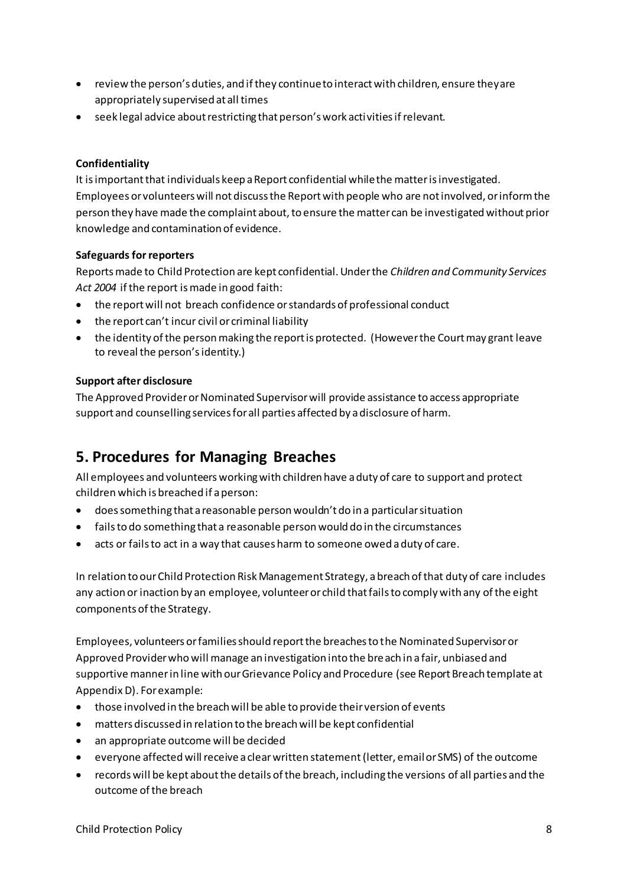- review the person's duties, and if they continue to interact with children, ensure they are appropriately supervised at all times
- seek legal advice about restricting that person's work activities if relevant.

**Confidentiality**

It is important that individuals keep a Report confidential while the matter is investigated. Employees or volunteers will not discuss the Report with people who are not involved, or inform the person they have made the complaint about, to ensure the matter can be investigated without prior knowledge and contamination of evidence.

**Safeguards for reporters**

Reports made to Child Protection are kept confidential. Under the *Children and Community Services Act 2004* if the report is made in good faith:

- the report will not breach confidence or standards of professional conduct
- the report can't incur civil or criminal liability
- the identity of the person making the report is protected. (However the Court may grant leave to reveal the person's identity.)

**Support after disclosure**

The Approved Provider or Nominated Supervisor will provide assistance to access appropriate support and counselling services for all parties affected by a disclosure of harm.

## 5. Procedures for Managing Breaches

All employees and volunteers working with children have a duty of care to support and protect children which is breached if a person:

- does something that a reasonable person wouldn't do in a particular situation
- fails to do something that a reasonable person would do in the circumstances
- acts or fails to act in a way that causes harm to someone owed a duty of care.

In relation to our Child Protection Risk Management Strategy, a breach of that duty of care includes any action or inaction by an employee, volunteer or child that fails to comply with any of the eight components of the Strategy.

Employees, volunteers or families should report the breaches to the Nominated Supervisor or Approved Provider who will manage an investigation into the breach in a fair, unbiased and supportive manner in line with our Grievance Policy and Procedure (see Report Breach template at Appendix D). For example:

- those involved in the breach will be able to provide their version of events
- matters discussed in relation to the breach will be kept confidential
- an appropriate outcome will be decided
- everyone affected will receive a clear written statement (letter, email or SMS) of the outcome
- records will be kept about the details of the breach, including the versions of all parties and the outcome of the breach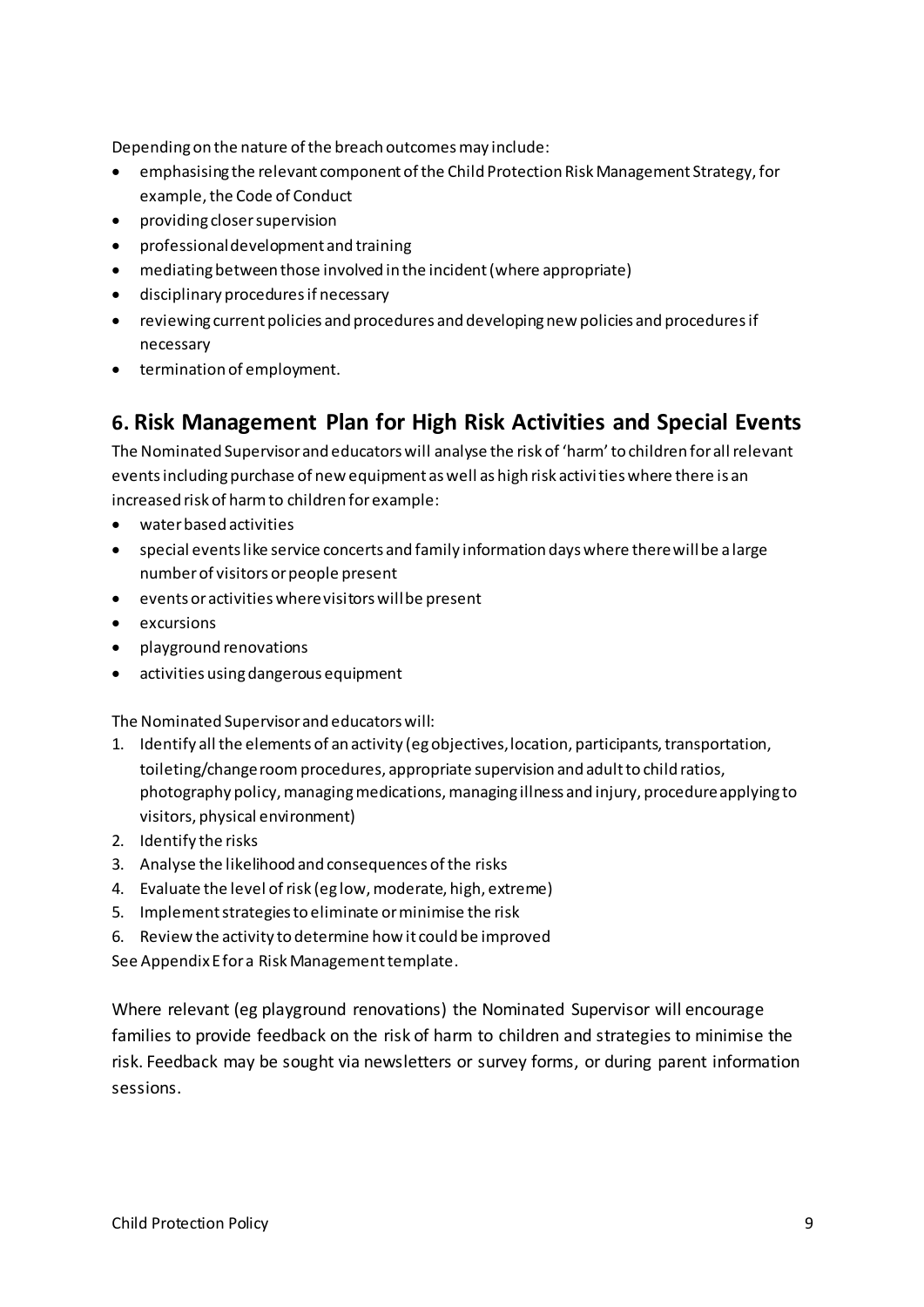Depending on the nature of the breach outcomes may include:

- emphasising the relevant component of the Child Protection Risk Management Strategy, for example, the Code of Conduct
- providing closer supervision
- professional development and training
- mediating between those involved in the incident (where appropriate)
- disciplinary procedures if necessary
- reviewing current policies and procedures and developing new policies and procedures if necessary
- termination of employment.

## 6. Risk Management Plan for High Risk Activities and Special Events

The Nominated Supervisor and educators will analyse the risk of 'harm' to children for all relevant events including purchase of new equipment as well as high risk activities where there is an increased risk of harm to children for example:

- water based activities
- special events like service concerts and family information days where there will be a large number of visitors or people present
- events or activities where visitors will be present
- excursions
- playground renovations
- activities using dangerous equipment

The Nominated Supervisor and educators will:

1. Identify all the elements of an activity (eg objectives, location, participants, transportation, toileting/change room procedures, appropriate supervision and adult to child ratios, photography policy, managing medications, managing illness and injury, procedure applying to visitors, physical environment)
2. Identify the risks
3. Analyse the likelihood and consequences of the risks
4. Evaluate the level of risk (eg low, moderate, high, extreme)
5. Implement strategies to eliminate or minimise the risk
6. Review the activity to determine how it could be improved

See Appendix E for a Risk Management template.

Where relevant (eg playground renovations) the Nominated Supervisor will encourage families to provide feedback on the risk of harm to children and strategies to minimise the risk. Feedback may be sought via newsletters or survey forms, or during parent information sessions.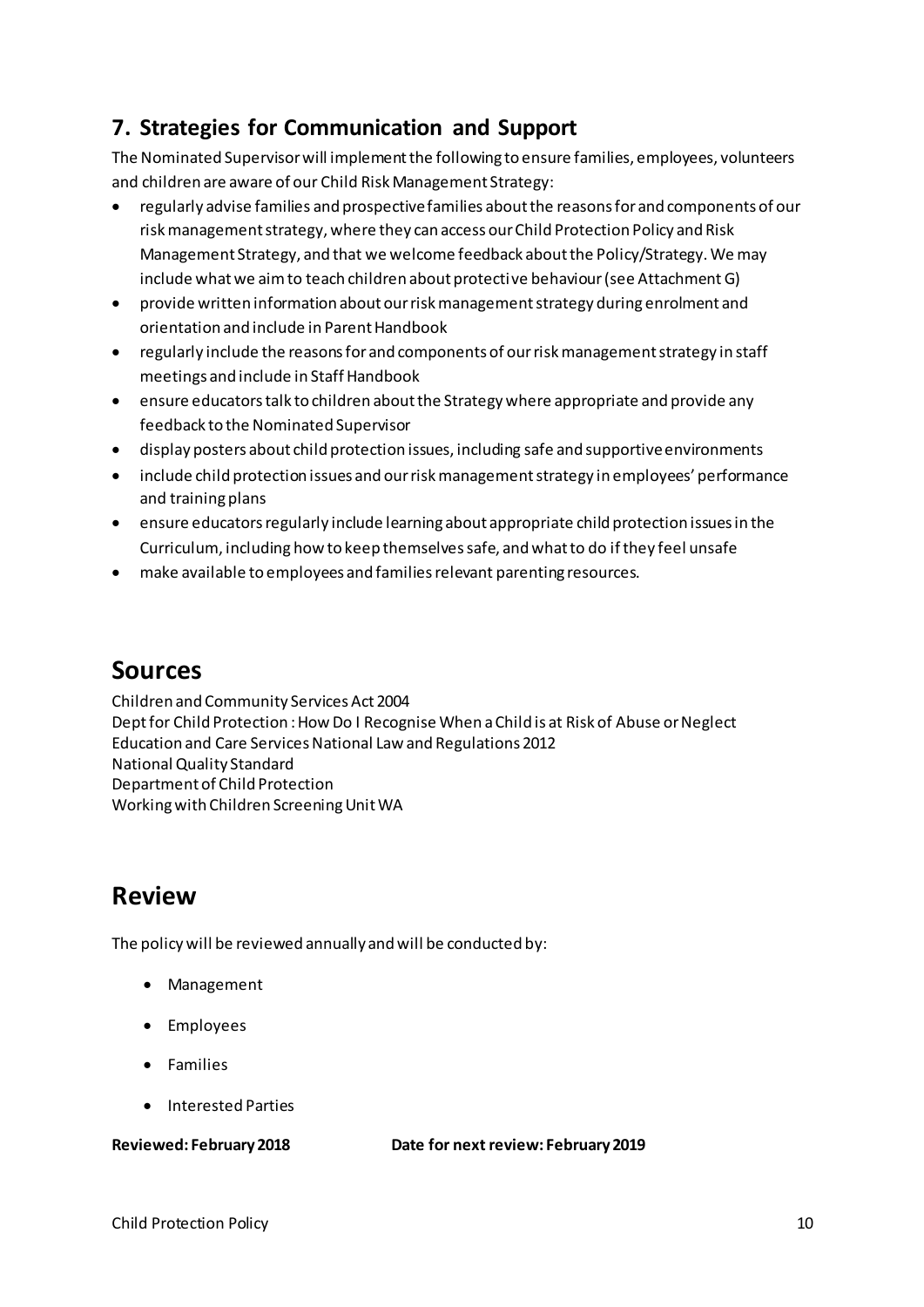## 7. Strategies for Communication and Support

The Nominated Supervisor will implement the following to ensure families, employees, volunteers and children are aware of our Child Risk Management Strategy:

- regularly advise families and prospective families about the reasons for and components of our risk management strategy, where they can access our Child Protection Policy and Risk Management Strategy, and that we welcome feedback about the Policy/Strategy. We may include what we aim to teach children about protective behaviour (see Attachment G)
- provide written information about our risk management strategy during enrolment and orientation and include in Parent Handbook
- regularly include the reasons for and components of our risk management strategy in staff meetings and include in Staff Handbook
- ensure educators talk to children about the Strategy where appropriate and provide any feedback to the Nominated Supervisor
- display posters about child protection issues, including safe and supportive environments
- include child protection issues and our risk management strategy in employees' performance and training plans
- ensure educators regularly include learning about appropriate child protection issues in the Curriculum, including how to keep themselves safe, and what to do if they feel unsafe
- make available to employees and families relevant parenting resources.

# Sources

Children and Community Services Act 2004
Dept for Child Protection : How Do I Recognise When a Child is at Risk of Abuse or Neglect
Education and Care Services National Law and Regulations 2012
National Quality Standard
Department of Child Protection
Working with Children Screening Unit WA

# Review

The policy will be reviewed annually and will be conducted by:

- Management
- Employees
- Families
- Interested Parties

**Reviewed: February 2018** **Date for next review: February 2019**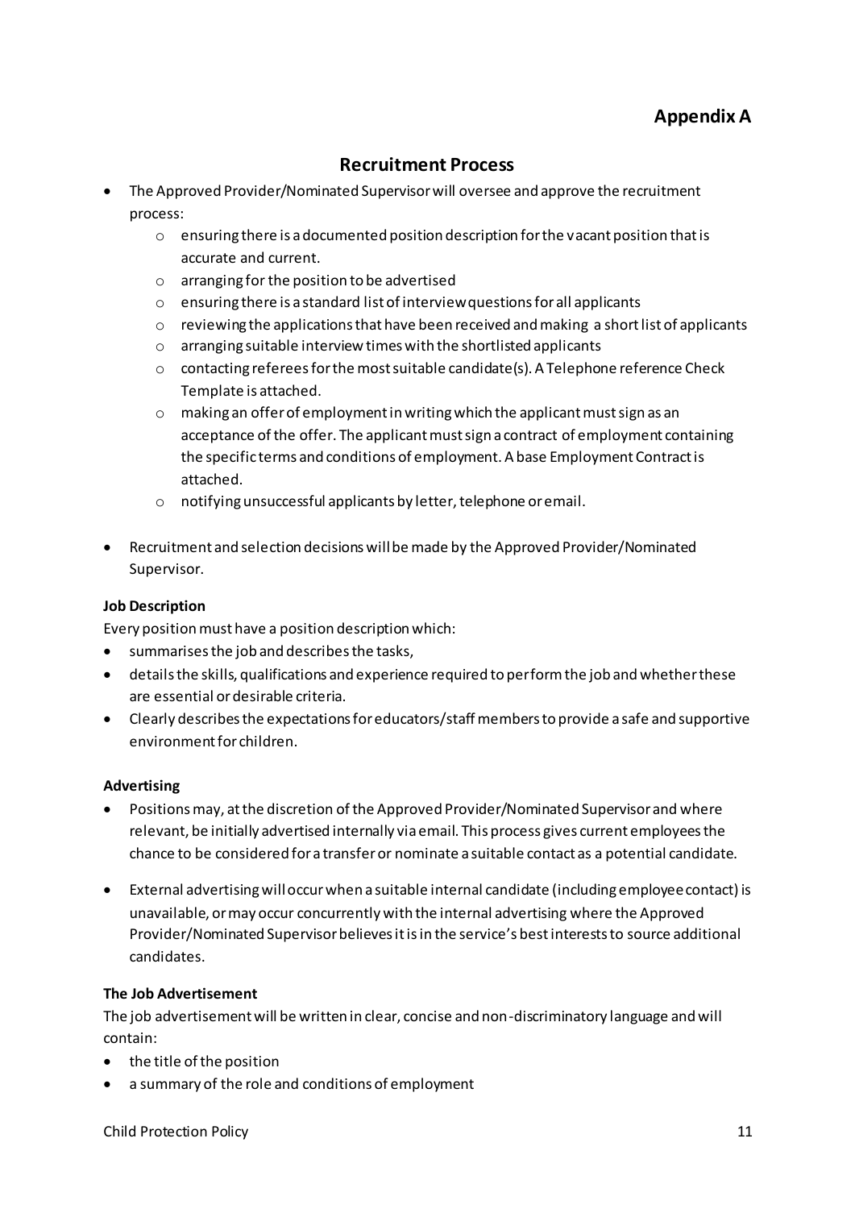# Appendix A

## Recruitment Process

- The Approved Provider/Nominated Supervisor will oversee and approve the recruitment process:
  - ensuring there is a documented position description for the vacant position that is accurate and current.
  - arranging for the position to be advertised
  - ensuring there is a standard list of interview questions for all applicants
  - reviewing the applications that have been received and making a short list of applicants
  - arranging suitable interview times with the shortlisted applicants
  - contacting referees for the most suitable candidate(s). A Telephone reference Check Template is attached.
  - making an offer of employment in writing which the applicant must sign as an acceptance of the offer. The applicant must sign a contract of employment containing the specific terms and conditions of employment. A base Employment Contract is attached.
  - notifying unsuccessful applicants by letter, telephone or email.
- Recruitment and selection decisions will be made by the Approved Provider/Nominated Supervisor.

**Job Description**

Every position must have a position description which:

- summarises the job and describes the tasks,
- details the skills, qualifications and experience required to perform the job and whether these are essential or desirable criteria.
- Clearly describes the expectations for educators/staff members to provide a safe and supportive environment for children.

**Advertising**

- Positions may, at the discretion of the Approved Provider/Nominated Supervisor and where relevant, be initially advertised internally via email. This process gives current employees the chance to be considered for a transfer or nominate a suitable contact as a potential candidate.
- External advertising will occur when a suitable internal candidate (including employee contact) is unavailable, or may occur concurrently with the internal advertising where the Approved Provider/Nominated Supervisor believes it is in the service's best interests to source additional candidates.

**The Job Advertisement**

The job advertisement will be written in clear, concise and non-discriminatory language and will contain:

- the title of the position
- a summary of the role and conditions of employment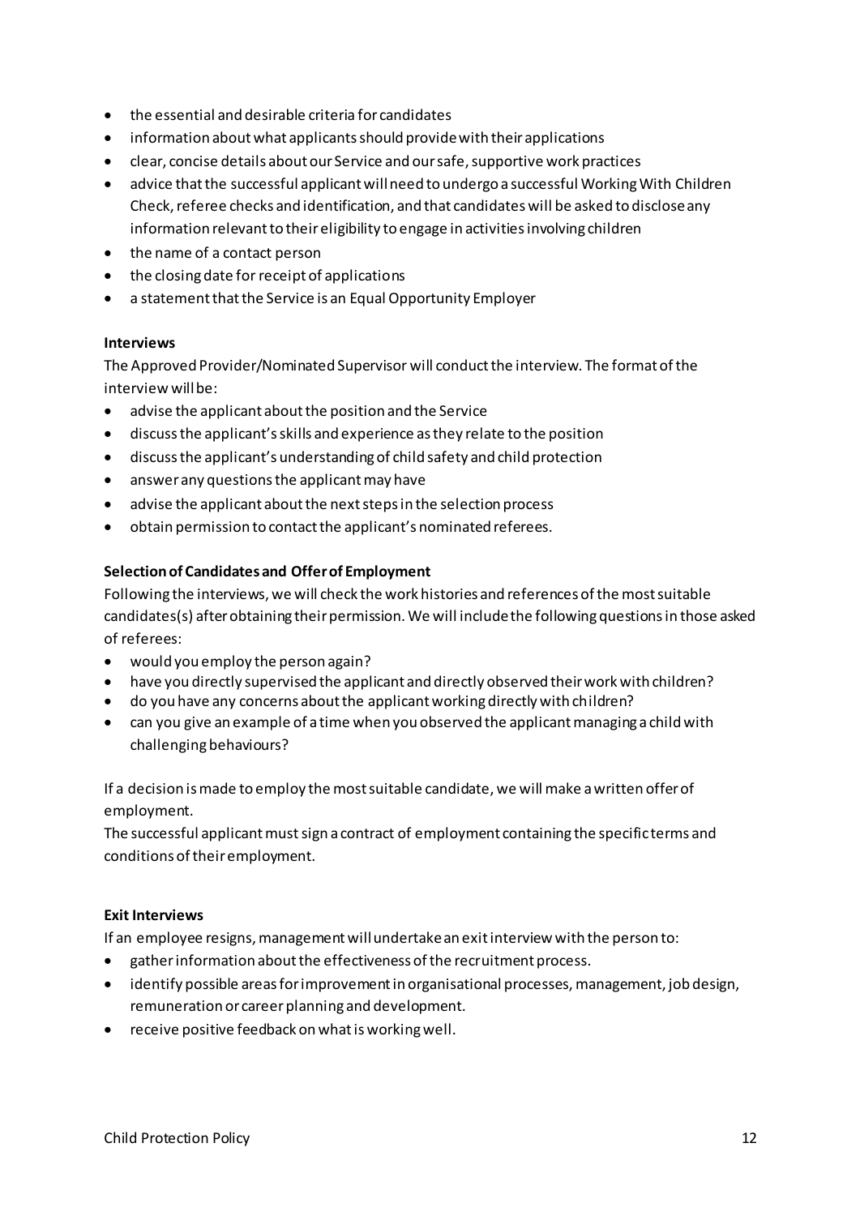- the essential and desirable criteria for candidates
- information about what applicants should provide with their applications
- clear, concise details about our Service and our safe, supportive work practices
- advice that the successful applicant will need to undergo a successful Working With Children Check, referee checks and identification, and that candidates will be asked to disclose any information relevant to their eligibility to engage in activities involving children
- the name of a contact person
- the closing date for receipt of applications
- a statement that the Service is an Equal Opportunity Employer

**Interviews**

The Approved Provider/Nominated Supervisor will conduct the interview. The format of the interview will be:

- advise the applicant about the position and the Service
- discuss the applicant's skills and experience as they relate to the position
- discuss the applicant's understanding of child safety and child protection
- answer any questions the applicant may have
- advise the applicant about the next steps in the selection process
- obtain permission to contact the applicant's nominated referees.

**Selection of Candidates and Offer of Employment**

Following the interviews, we will check the work histories and references of the most suitable candidates(s) after obtaining their permission. We will include the following questions in those asked of referees:

- would you employ the person again?
- have you directly supervised the applicant and directly observed their work with children?
- do you have any concerns about the applicant working directly with children?
- can you give an example of a time when you observed the applicant managing a child with challenging behaviours?

If a decision is made to employ the most suitable candidate, we will make a written offer of employment.

The successful applicant must sign a contract of employment containing the specific terms and conditions of their employment.

**Exit Interviews**

If an employee resigns, management will undertake an exit interview with the person to:

- gather information about the effectiveness of the recruitment process.
- identify possible areas for improvement in organisational processes, management, job design, remuneration or career planning and development.
- receive positive feedback on what is working well.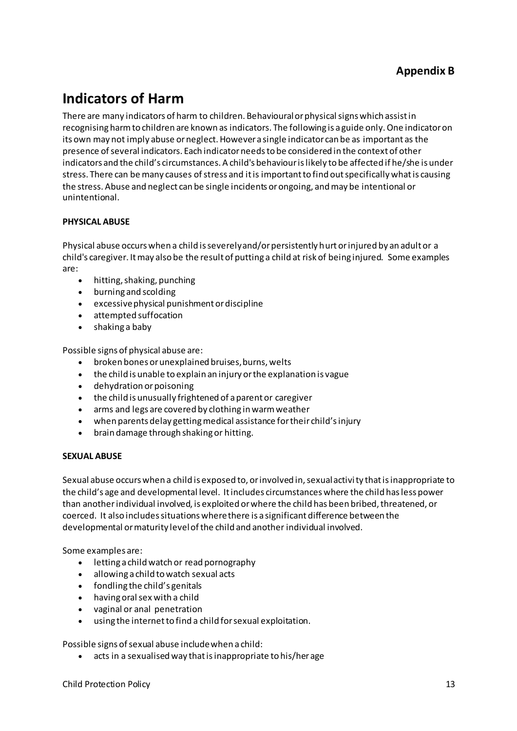**Appendix B**

# Indicators of Harm

There are many indicators of harm to children. Behavioural or physical signs which assist in recognising harm to children are known as indicators. The following is a guide only. One indicator on its own may not imply abuse or neglect. However a single indicator can be as important as the presence of several indicators. Each indicator needs to be considered in the context of other indicators and the child's circumstances. A child's behaviour is likely to be affected if he/she is under stress. There can be many causes of stress and it is important to find out specifically what is causing the stress. Abuse and neglect can be single incidents or ongoing, and may be intentional or unintentional.

**PHYSICAL ABUSE**

Physical abuse occurs when a child is severely and/or persistently hurt or injured by an adult or a child's caregiver. It may also be the result of putting a child at risk of being injured. Some examples are:

- hitting, shaking, punching
- burning and scolding
- excessive physical punishment or discipline
- attempted suffocation
- shaking a baby

Possible signs of physical abuse are:

- broken bones or unexplained bruises, burns, welts
- the child is unable to explain an injury or the explanation is vague
- dehydration or poisoning
- the child is unusually frightened of a parent or caregiver
- arms and legs are covered by clothing in warm weather
- when parents delay getting medical assistance for their child's injury
- brain damage through shaking or hitting.

**SEXUAL ABUSE**

Sexual abuse occurs when a child is exposed to, or involved in, sexual activity that is inappropriate to the child's age and developmental level. It includes circumstances where the child has less power than another individual involved, is exploited or where the child has been bribed, threatened, or coerced. It also includes situations where there is a significant difference between the developmental or maturity level of the child and another individual involved.

Some examples are:

- letting a child watch or read pornography
- allowing a child to watch sexual acts
- fondling the child's genitals
- having oral sex with a child
- vaginal or anal penetration
- using the internet to find a child for sexual exploitation.

Possible signs of sexual abuse include when a child:

- acts in a sexualised way that is inappropriate to his/her age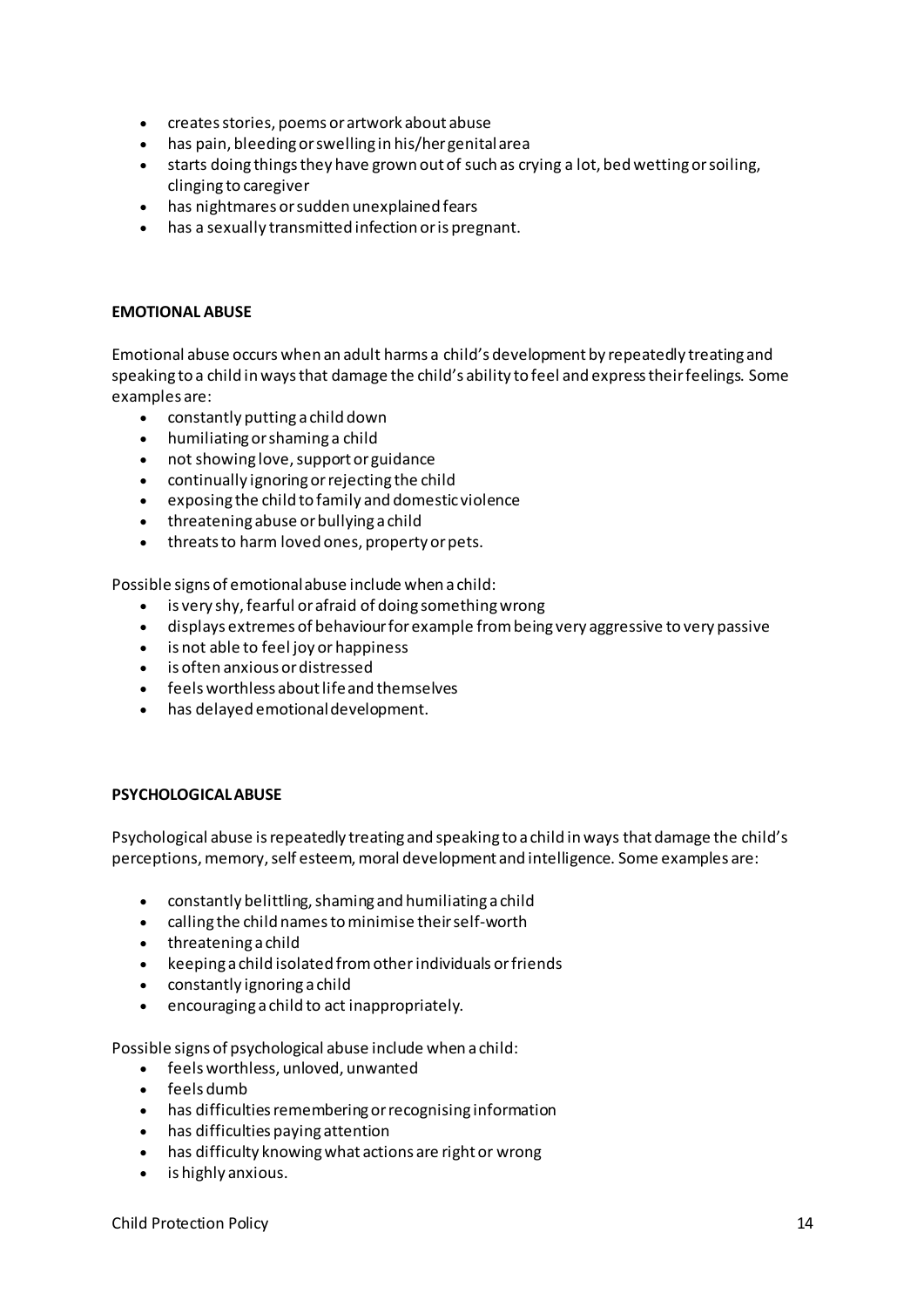- creates stories, poems or artwork about abuse
- has pain, bleeding or swelling in his/her genital area
- starts doing things they have grown out of such as crying a lot, bed wetting or soiling, clinging to caregiver
- has nightmares or sudden unexplained fears
- has a sexually transmitted infection or is pregnant.

**EMOTIONAL ABUSE**

Emotional abuse occurs when an adult harms a child's development by repeatedly treating and speaking to a child in ways that damage the child's ability to feel and express their feelings. Some examples are:

- constantly putting a child down
- humiliating or shaming a child
- not showing love, support or guidance
- continually ignoring or rejecting the child
- exposing the child to family and domestic violence
- threatening abuse or bullying a child
- threats to harm loved ones, property or pets.

Possible signs of emotional abuse include when a child:

- is very shy, fearful or afraid of doing something wrong
- displays extremes of behaviour for example from being very aggressive to very passive
- is not able to feel joy or happiness
- is often anxious or distressed
- feels worthless about life and themselves
- has delayed emotional development.

**PSYCHOLOGICAL ABUSE**

Psychological abuse is repeatedly treating and speaking to a child in ways that damage the child's perceptions, memory, self esteem, moral development and intelligence. Some examples are:

- constantly belittling, shaming and humiliating a child
- calling the child names to minimise their self-worth
- threatening a child
- keeping a child isolated from other individuals or friends
- constantly ignoring a child
- encouraging a child to act inappropriately.

Possible signs of psychological abuse include when a child:

- feels worthless, unloved, unwanted
- feels dumb
- has difficulties remembering or recognising information
- has difficulties paying attention
- has difficulty knowing what actions are right or wrong
- is highly anxious.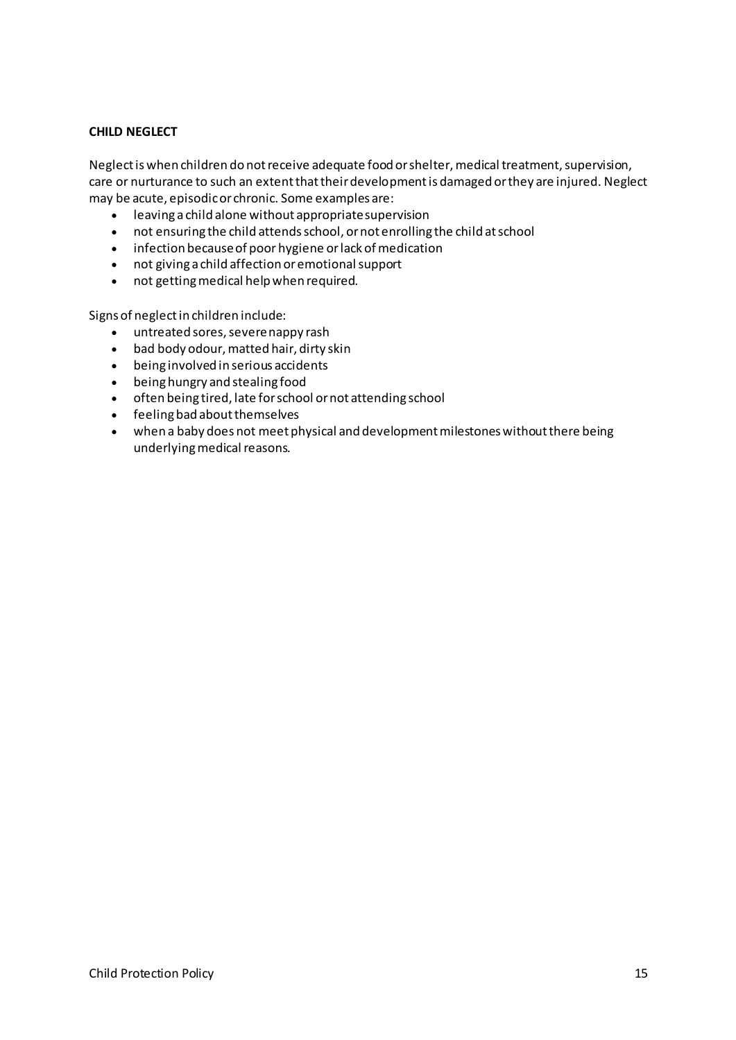**CHILD NEGLECT**

Neglect is when children do not receive adequate food or shelter, medical treatment, supervision, care or nurturance to such an extent that their development is damaged or they are injured. Neglect may be acute, episodic or chronic. Some examples are:

- leaving a child alone without appropriate supervision
- not ensuring the child attends school, or not enrolling the child at school
- infection because of poor hygiene or lack of medication
- not giving a child affection or emotional support
- not getting medical help when required.

Signs of neglect in children include:

- untreated sores, severe nappy rash
- bad body odour, matted hair, dirty skin
- being involved in serious accidents
- being hungry and stealing food
- often being tired, late for school or not attending school
- feeling bad about themselves
- when a baby does not meet physical and development milestones without there being underlying medical reasons.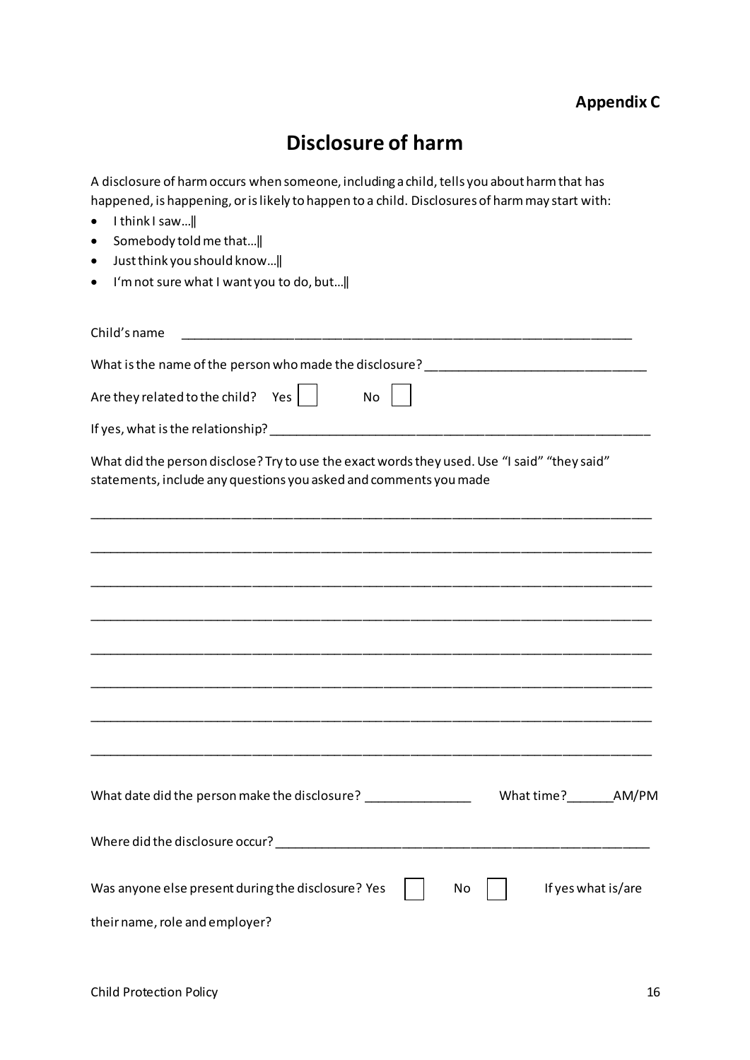**Appendix C**

# Disclosure of harm

A disclosure of harm occurs when someone, including a child, tells you about harm that has happened, is happening, or is likely to happen to a child. Disclosures of harm may start with:

- I think I saw…‖
- Somebody told me that…‖
- Just think you should know…‖
- I'm not sure what I want you to do, but…‖

Child's name ______________________________________________________________

What is the name of the person who made the disclosure? ______________________________

Are they related to the child? Yes ☐ No ☐

If yes, what is the relationship? ____________________________________________________

What did the person disclose? Try to use the exact words they used. Use "I said" "they said" statements, include any questions you asked and comments you made

______________________________________________________________________________

______________________________________________________________________________

______________________________________________________________________________

______________________________________________________________________________

______________________________________________________________________________

______________________________________________________________________________

______________________________________________________________________________

______________________________________________________________________________

What date did the person make the disclosure? _______________ What time?______AM/PM

Where did the disclosure occur? ____________________________________________________

Was anyone else present during the disclosure? Yes ☐ No ☐ If yes what is/are their name, role and employer?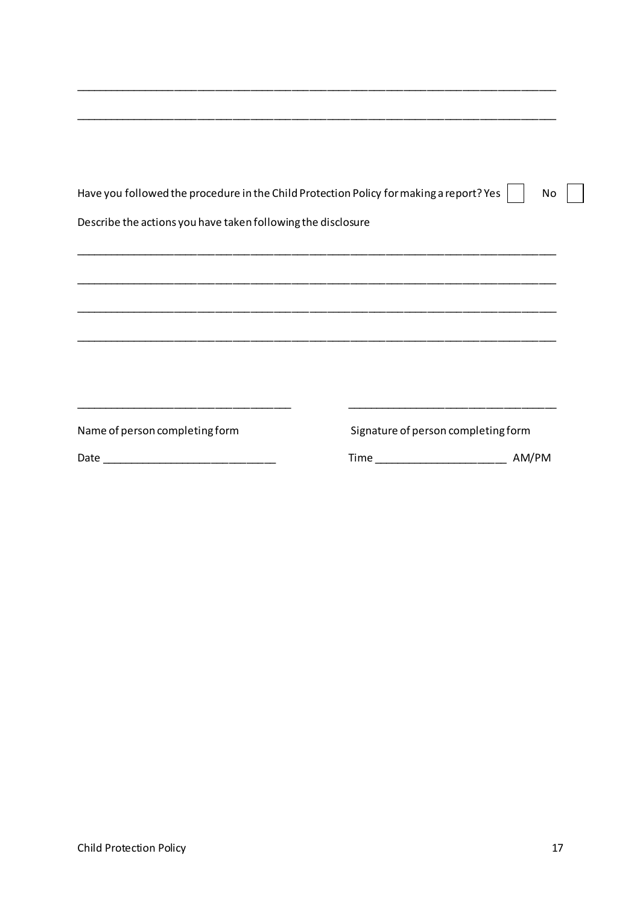\_\_\_\_\_\_\_\_\_\_\_\_\_\_\_\_\_\_\_\_\_\_\_\_\_\_\_\_\_\_\_\_\_\_\_\_\_\_\_\_\_\_\_\_\_\_\_\_\_\_\_\_\_\_\_\_\_\_\_\_\_\_\_\_\_\_\_\_\_\_\_\_\_\_\_\_

\_\_\_\_\_\_\_\_\_\_\_\_\_\_\_\_\_\_\_\_\_\_\_\_\_\_\_\_\_\_\_\_\_\_\_\_\_\_\_\_\_\_\_\_\_\_\_\_\_\_\_\_\_\_\_\_\_\_\_\_\_\_\_\_\_\_\_\_\_\_\_\_\_\_\_\_

Have you followed the procedure in the Child Protection Policy for making a report? Yes ☐ No ☐

Describe the actions you have taken following the disclosure

\_\_\_\_\_\_\_\_\_\_\_\_\_\_\_\_\_\_\_\_\_\_\_\_\_\_\_\_\_\_\_\_\_\_\_\_\_\_\_\_\_\_\_\_\_\_\_\_\_\_\_\_\_\_\_\_\_\_\_\_\_\_\_\_\_\_\_\_\_\_\_\_\_\_\_\_

\_\_\_\_\_\_\_\_\_\_\_\_\_\_\_\_\_\_\_\_\_\_\_\_\_\_\_\_\_\_\_\_\_\_\_\_\_\_\_\_\_\_\_\_\_\_\_\_\_\_\_\_\_\_\_\_\_\_\_\_\_\_\_\_\_\_\_\_\_\_\_\_\_\_\_\_

\_\_\_\_\_\_\_\_\_\_\_\_\_\_\_\_\_\_\_\_\_\_\_\_\_\_\_\_\_\_\_\_\_\_\_\_\_\_\_\_\_\_\_\_\_\_\_\_\_\_\_\_\_\_\_\_\_\_\_\_\_\_\_\_\_\_\_\_\_\_\_\_\_\_\_\_

\_\_\_\_\_\_\_\_\_\_\_\_\_\_\_\_\_\_\_\_\_\_\_\_\_\_\_\_\_\_\_\_\_\_\_\_\_\_\_\_\_\_\_\_\_\_\_\_\_\_\_\_\_\_\_\_\_\_\_\_\_\_\_\_\_\_\_\_\_\_\_\_\_\_\_\_

\_\_\_\_\_\_\_\_\_\_\_\_\_\_\_\_\_\_\_\_\_\_\_\_\_\_\_\_\_\_\_\_\_\_ \_\_\_\_\_\_\_\_\_\_\_\_\_\_\_\_\_\_\_\_\_\_\_\_\_\_\_\_\_\_\_\_\_\_

Name of person completing form Signature of person completing form

Date \_\_\_\_\_\_\_\_\_\_\_\_\_\_\_\_\_\_\_\_\_\_\_\_\_\_\_\_ Time \_\_\_\_\_\_\_\_\_\_\_\_\_\_\_\_\_\_\_\_\_ AM/PM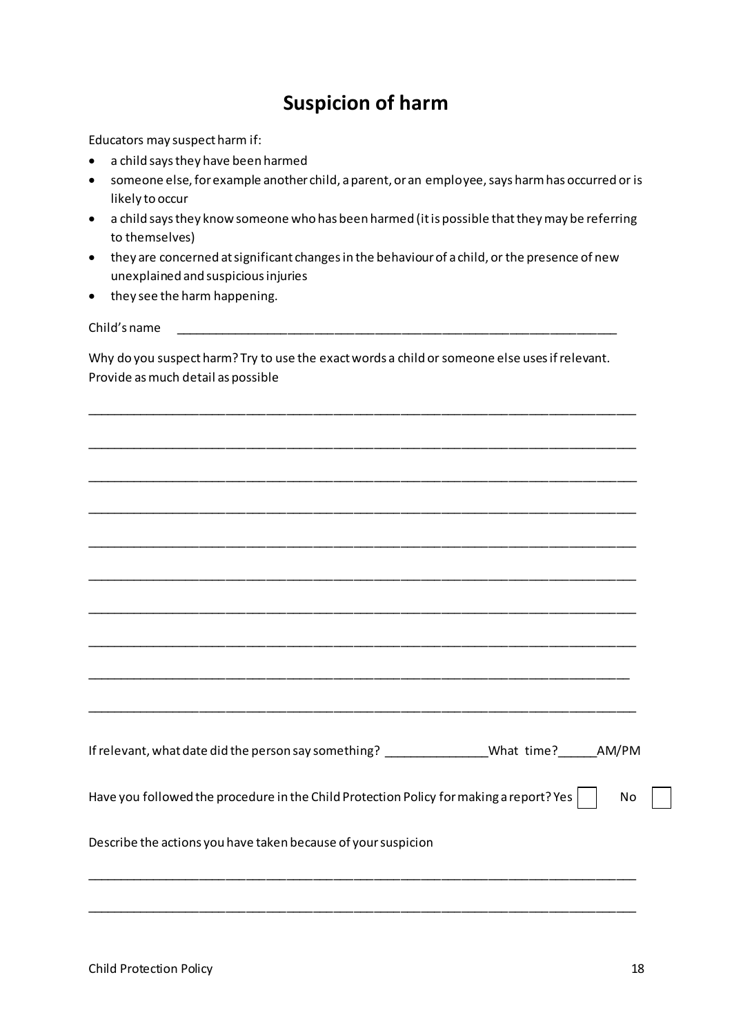# Suspicion of harm

Educators may suspect harm if:

- a child says they have been harmed
- someone else, for example another child, a parent, or an employee, says harm has occurred or is likely to occur
- a child says they know someone who has been harmed (it is possible that they may be referring to themselves)
- they are concerned at significant changes in the behaviour of a child, or the presence of new unexplained and suspicious injuries
- they see the harm happening.

Child's name ________________________________________________________________

Why do you suspect harm? Try to use the exact words a child or someone else uses if relevant. Provide as much detail as possible

______________________________________________________________________________

______________________________________________________________________________

______________________________________________________________________________

______________________________________________________________________________

______________________________________________________________________________

______________________________________________________________________________

______________________________________________________________________________

______________________________________________________________________________

______________________________________________________________________________

______________________________________________________________________________

If relevant, what date did the person say something? _______________ What time? ______ AM/PM

Have you followed the procedure in the Child Protection Policy for making a report? Yes ☐ No ☐

Describe the actions you have taken because of your suspicion

______________________________________________________________________________

______________________________________________________________________________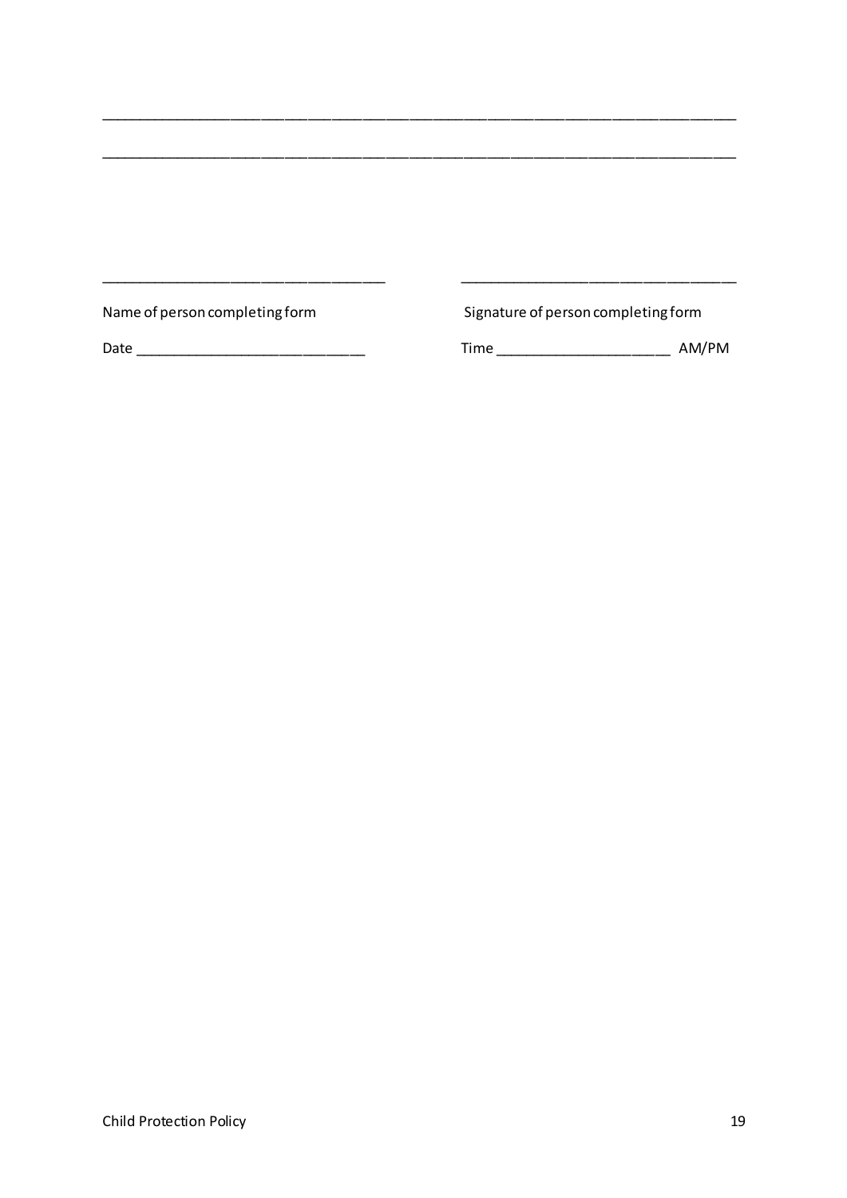\_\_\_\_\_\_\_\_\_\_\_\_\_\_\_\_\_\_\_\_\_\_\_\_\_\_\_\_\_\_\_\_\_\_\_\_\_\_\_\_\_\_\_\_\_\_\_\_\_\_\_\_\_\_\_\_\_\_\_\_\_\_\_\_\_\_\_\_\_\_\_\_\_\_\_\_

\_\_\_\_\_\_\_\_\_\_\_\_\_\_\_\_\_\_\_\_\_\_\_\_\_\_\_\_\_\_\_\_\_\_\_\_\_\_\_\_\_\_\_\_\_\_\_\_\_\_\_\_\_\_\_\_\_\_\_\_\_\_\_\_\_\_\_\_\_\_\_\_\_\_\_\_

| \_\_\_\_\_\_\_\_\_\_\_\_\_\_\_\_\_\_\_\_\_\_\_\_\_\_\_\_\_\_\_\_\_\_ | \_\_\_\_\_\_\_\_\_\_\_\_\_\_\_\_\_\_\_\_\_\_\_\_\_\_\_\_\_\_\_\_\_\_ |
|---|---|
| Name of person completing form | Signature of person completing form |
| Date \_\_\_\_\_\_\_\_\_\_\_\_\_\_\_\_\_\_\_\_\_\_\_\_\_\_\_\_ | Time \_\_\_\_\_\_\_\_\_\_\_\_\_\_\_\_\_\_\_\_\_\_ AM/PM |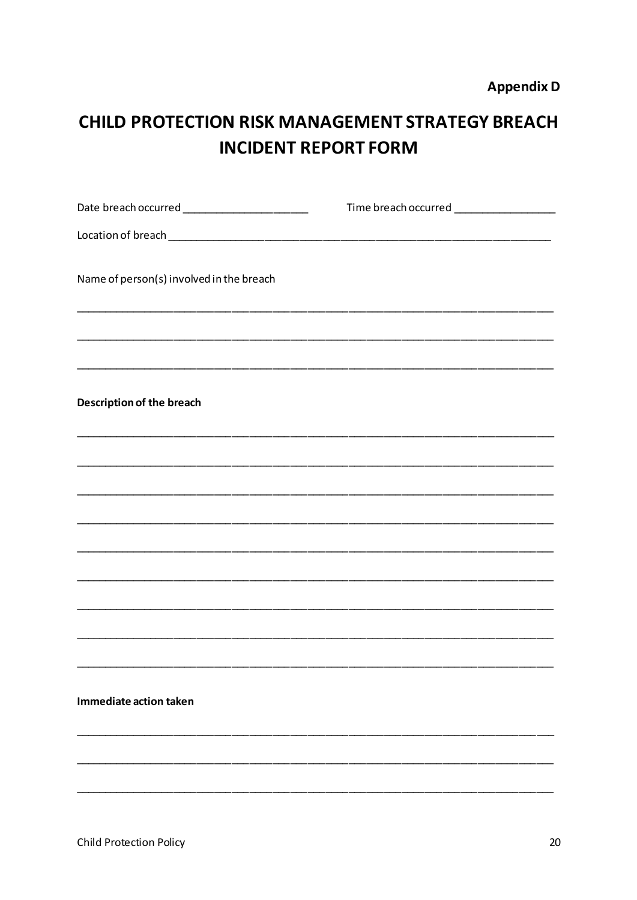**Appendix D**

# CHILD PROTECTION RISK MANAGEMENT STRATEGY BREACH INCIDENT REPORT FORM

Date breach occurred ____________________ Time breach occurred ________________

Location of breach ______________________________________________________________

Name of person(s) involved in the breach

___________________________________________________________________________

___________________________________________________________________________

___________________________________________________________________________

**Description of the breach**

___________________________________________________________________________

___________________________________________________________________________

___________________________________________________________________________

___________________________________________________________________________

___________________________________________________________________________

___________________________________________________________________________

___________________________________________________________________________

___________________________________________________________________________

___________________________________________________________________________

**Immediate action taken**

___________________________________________________________________________

___________________________________________________________________________

___________________________________________________________________________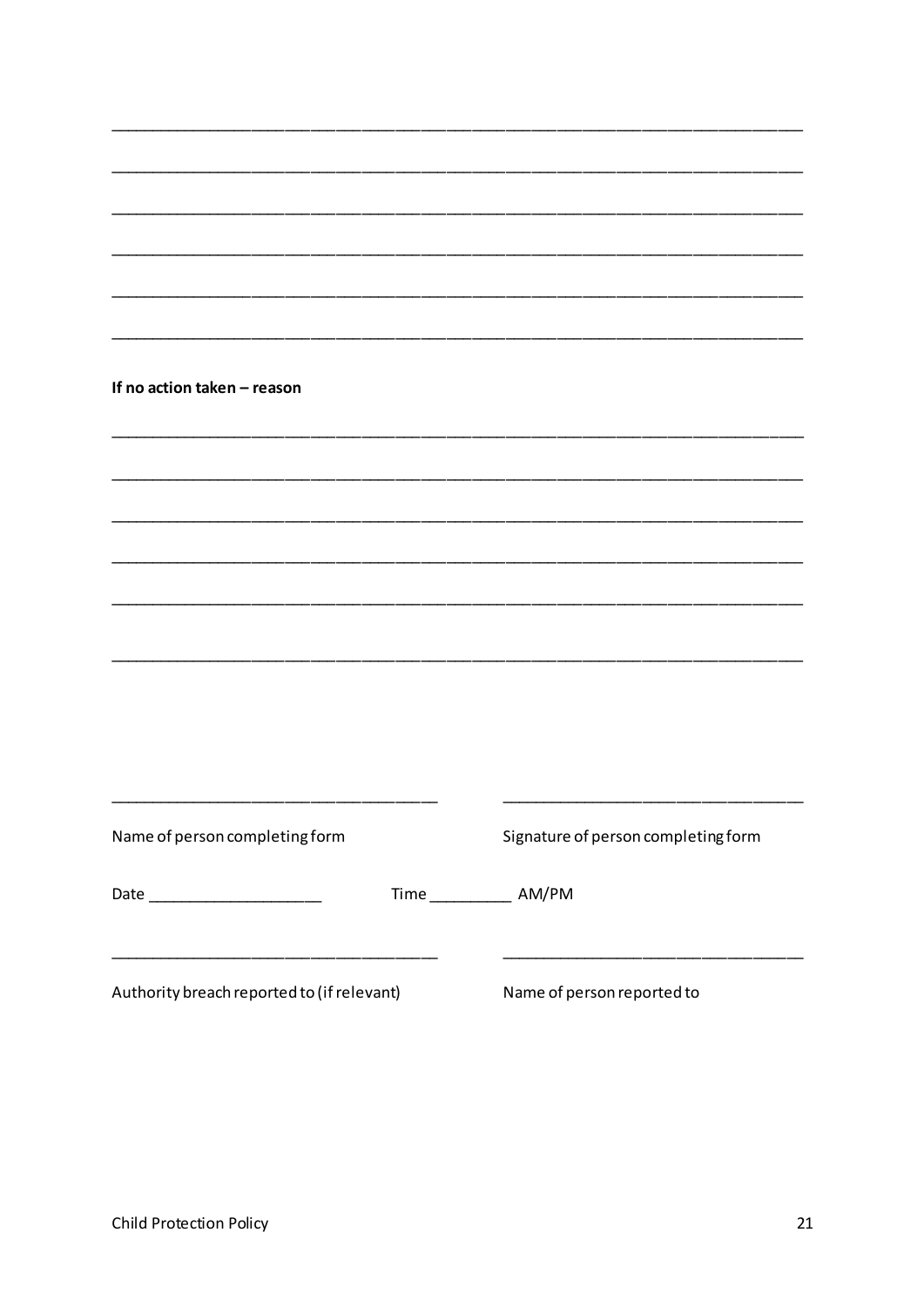______________________________________________________________________________

______________________________________________________________________________

______________________________________________________________________________

______________________________________________________________________________

______________________________________________________________________________

______________________________________________________________________________

**If no action taken – reason**

______________________________________________________________________________

______________________________________________________________________________

______________________________________________________________________________

______________________________________________________________________________

______________________________________________________________________________

______________________________________________________________________________

_________________________________ _________________________________

Name of person completing form Signature of person completing form

Date ___________________ Time _________ AM/PM

_________________________________ _________________________________

Authority breach reported to (if relevant) Name of person reported to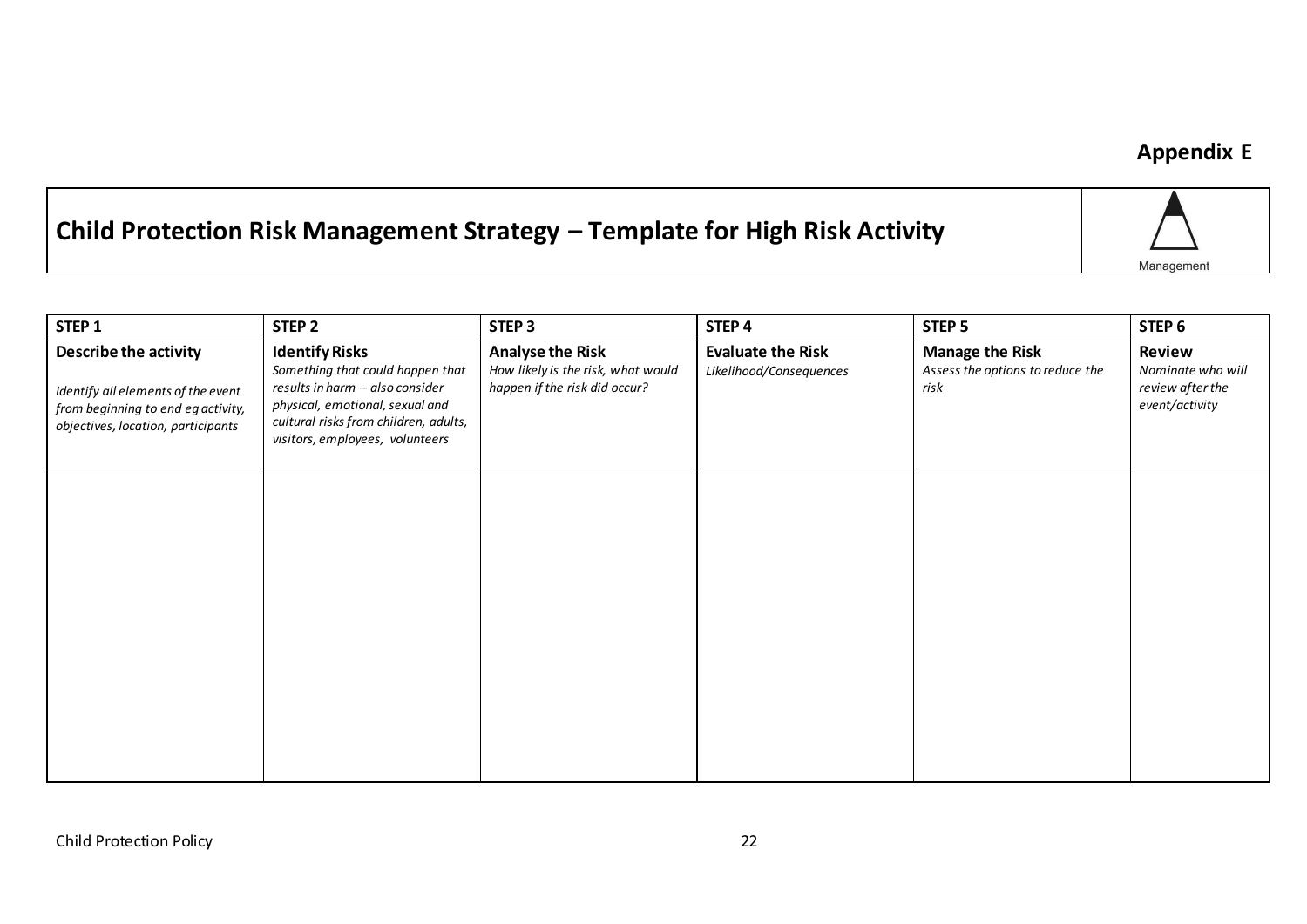**Appendix E**

# Child Protection Risk Management Strategy – Template for High Risk Activity

Management

| STEP 1 | STEP 2 | STEP 3 | STEP 4 | STEP 5 | STEP 6 |
|---|---|---|---|---|---|
| **Describe the activity**<br><br>*Identify all elements of the event from beginning to end eg activity, objectives, location, participants* | **Identify Risks**<br>*Something that could happen that results in harm – also consider physical, emotional, sexual and cultural risks from children, adults, visitors, employees, volunteers* | **Analyse the Risk**<br>*How likely is the risk, what would happen if the risk did occur?* | **Evaluate the Risk**<br>*Likelihood/Consequences* | **Manage the Risk**<br>*Assess the options to reduce the risk* | **Review**<br>*Nominate who will review after the event/activity* |
| | | | | | |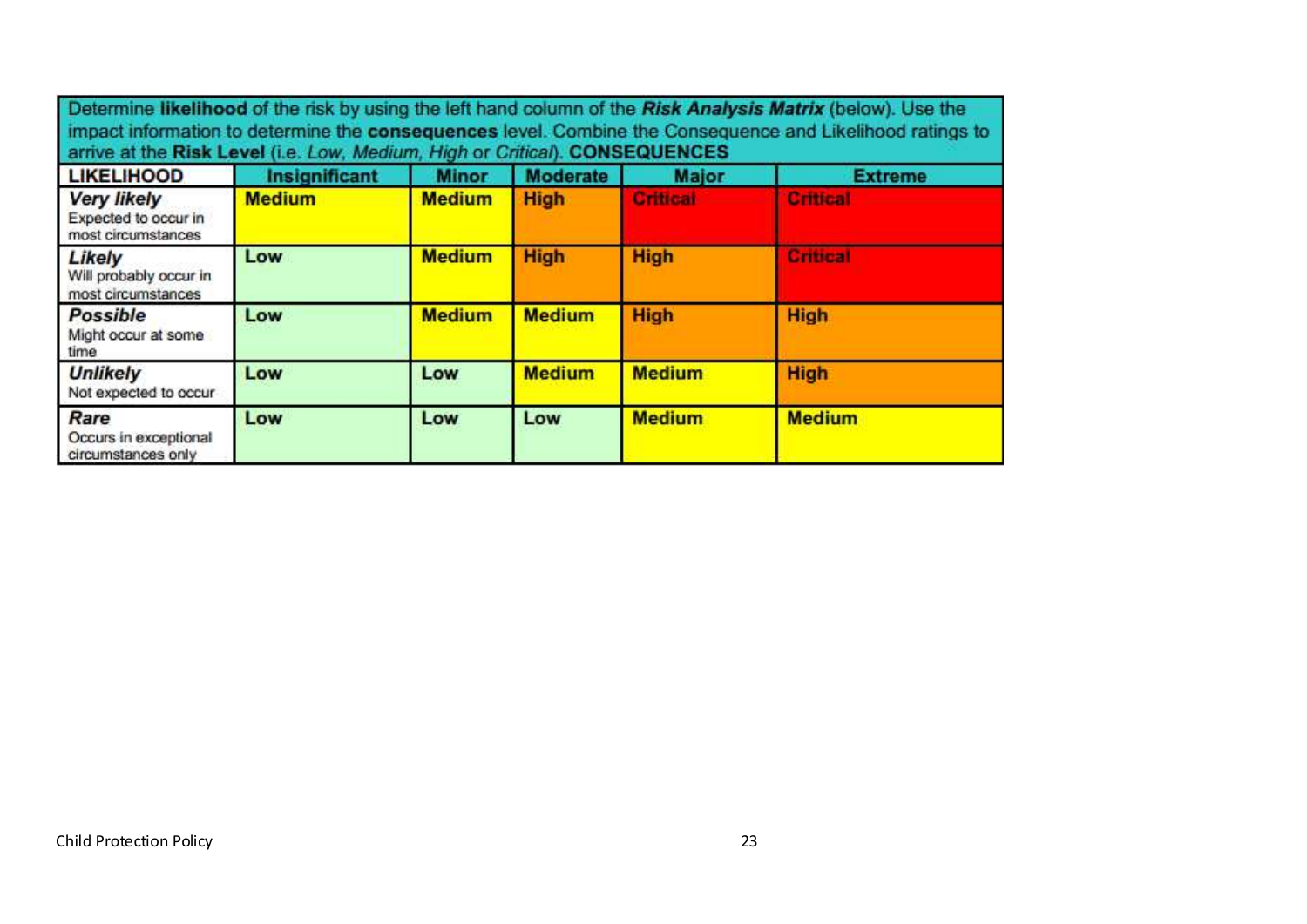Determine **likelihood** of the risk by using the left hand column of the ***Risk Analysis Matrix*** (below). Use the impact information to determine the **consequences** level. Combine the Consequence and Likelihood ratings to arrive at the **Risk Level** (i.e. *Low, Medium, High* or *Critical*). **CONSEQUENCES**

| LIKELIHOOD | Insignificant | Minor | Moderate | Major | Extreme |
|---|---|---|---|---|---|
| ***Very likely*** Expected to occur in most circumstances | **Medium** | **Medium** | **High** | **Critical** | **Critical** |
| ***Likely*** Will probably occur in most circumstances | **Low** | **Medium** | **High** | **High** | **Critical** |
| ***Possible*** Might occur at some time | **Low** | **Medium** | **Medium** | **High** | **High** |
| ***Unlikely*** Not expected to occur | **Low** | **Low** | **Medium** | **Medium** | **High** |
| ***Rare*** Occurs in exceptional circumstances only | **Low** | **Low** | **Low** | **Medium** | **Medium** |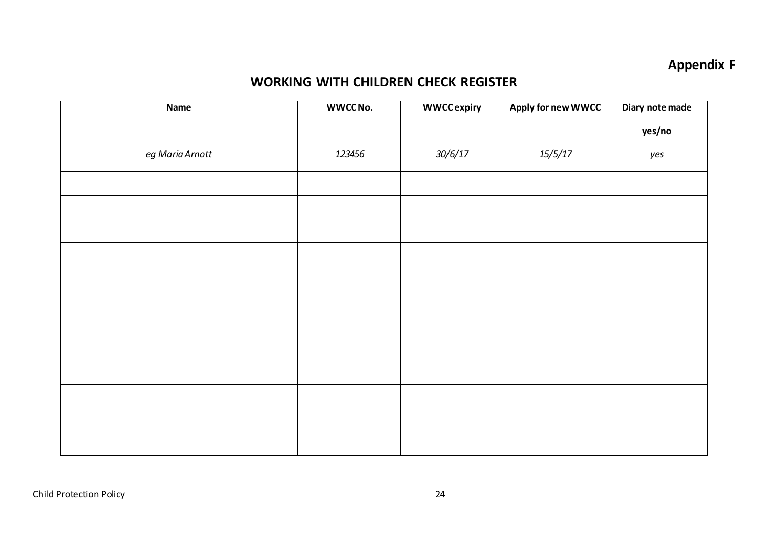**Appendix F**

## WORKING WITH CHILDREN CHECK REGISTER

| Name | WWCC No. | WWCC expiry | Apply for new WWCC | Diary note made yes/no |
|---|---|---|---|---|
| *eg Maria Arnott* | *123456* | *30/6/17* | *15/5/17* | *yes* |
| | | | | |
| | | | | |
| | | | | |
| | | | | |
| | | | | |
| | | | | |
| | | | | |
| | | | | |
| | | | | |
| | | | | |
| | | | | |
| | | | | |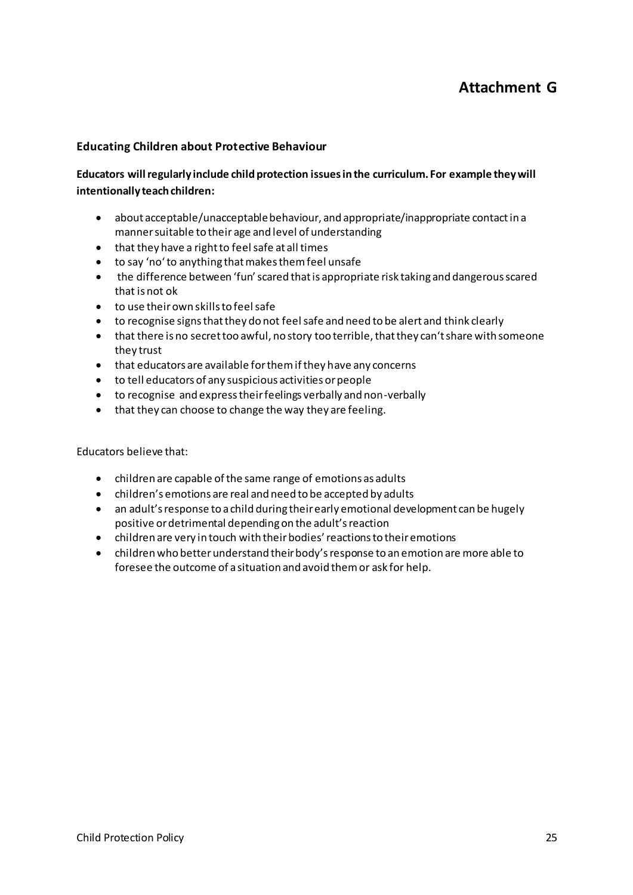# Attachment G

### Educating Children about Protective Behaviour

**Educators will regularly include child protection issues in the curriculum. For example they will intentionally teach children:**

- about acceptable/unacceptable behaviour, and appropriate/inappropriate contact in a manner suitable to their age and level of understanding
- that they have a right to feel safe at all times
- to say 'no' to anything that makes them feel unsafe
- the difference between 'fun' scared that is appropriate risk taking and dangerous scared that is not ok
- to use their own skills to feel safe
- to recognise signs that they do not feel safe and need to be alert and think clearly
- that there is no secret too awful, no story too terrible, that they can't share with someone they trust
- that educators are available for them if they have any concerns
- to tell educators of any suspicious activities or people
- to recognise and express their feelings verbally and non-verbally
- that they can choose to change the way they are feeling.

Educators believe that:

- children are capable of the same range of emotions as adults
- children's emotions are real and need to be accepted by adults
- an adult's response to a child during their early emotional development can be hugely positive or detrimental depending on the adult's reaction
- children are very in touch with their bodies' reactions to their emotions
- children who better understand their body's response to an emotion are more able to foresee the outcome of a situation and avoid them or ask for help.